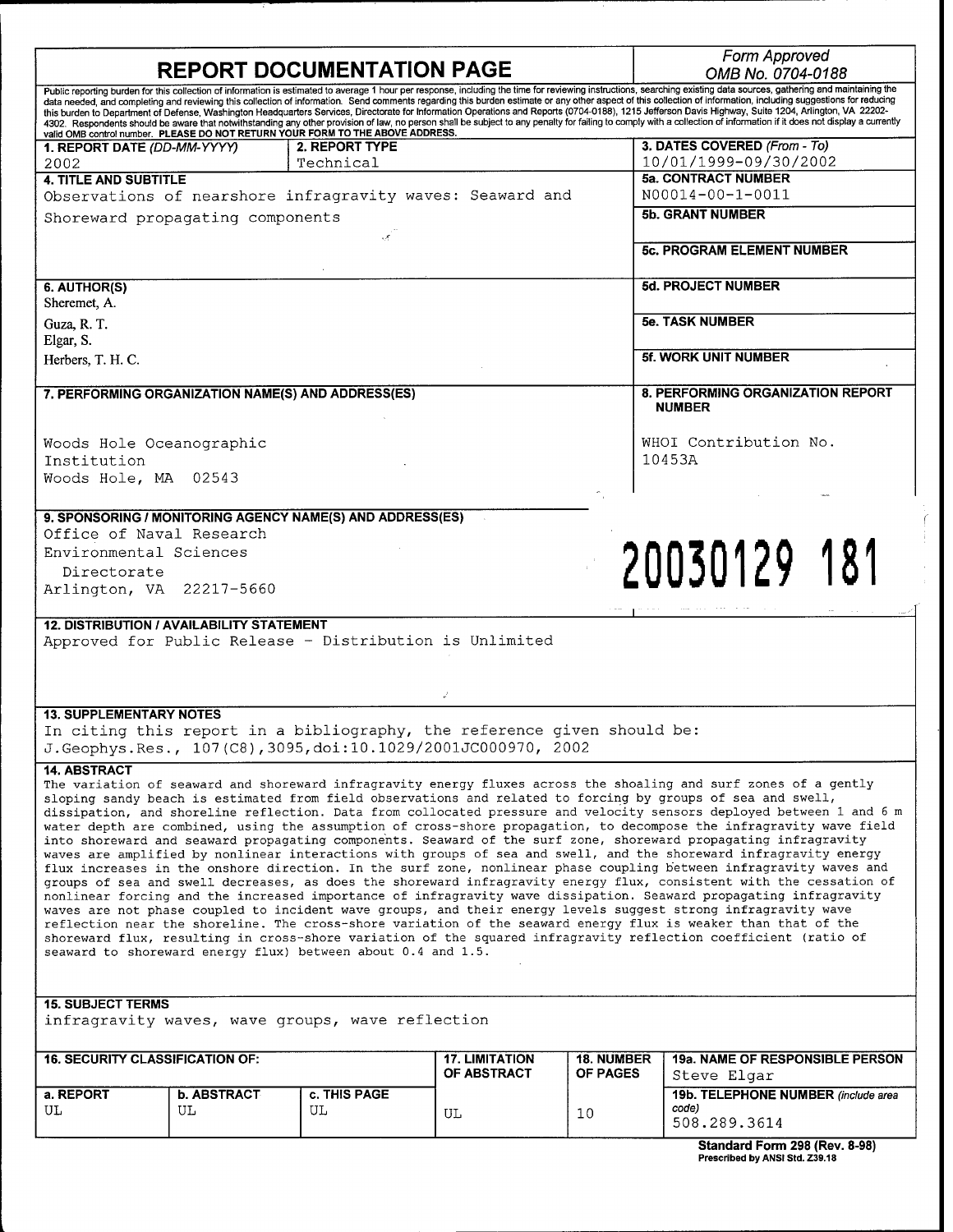# REPORT DOCUMENTATION PAGE

*Form Approved*
*OMB No. 0704-0188*

Public reporting burden for this collection of information is estimated to average 1 hour per response, including the time for reviewing instructions, searching existing data sources, gathering and maintaining the data needed, and completing and reviewing this collection of information. Send comments regarding this burden estimate or any other aspect of this collection of information, including suggestions for reducing this burden to Department of Defense, Washington Headquarters Services, Directorate for Information Operations and Reports (0704-0188), 1215 Jefferson Davis Highway, Suite 1204, Arlington, VA 22202-4302. Respondents should be aware that notwithstanding any other provision of law, no person shall be subject to any penalty for failing to comply with a collection of information if it does not display a currently valid OMB control number. **PLEASE DO NOT RETURN YOUR FORM TO THE ABOVE ADDRESS.**

| **1. REPORT DATE** *(DD-MM-YYYY)* | **2. REPORT TYPE** | **3. DATES COVERED** *(From - To)* |
|---|---|---|
| 2002 | Technical | 10/01/1999-09/30/2002 |

**4. TITLE AND SUBTITLE**
Observations of nearshore infragravity waves: Seaward and Shoreward propagating components

**5a. CONTRACT NUMBER**
N00014-00-1-0011

**5b. GRANT NUMBER**

**5c. PROGRAM ELEMENT NUMBER**

**6. AUTHOR(S)**
Sheremet, A.
Guza, R. T.
Elgar, S.
Herbers, T. H. C.

**5d. PROJECT NUMBER**

**5e. TASK NUMBER**

**5f. WORK UNIT NUMBER**

**7. PERFORMING ORGANIZATION NAME(S) AND ADDRESS(ES)**
Woods Hole Oceanographic Institution
Woods Hole, MA 02543

**8. PERFORMING ORGANIZATION REPORT NUMBER**
WHOI Contribution No. 10453A

**9. SPONSORING / MONITORING AGENCY NAME(S) AND ADDRESS(ES)**
Office of Naval Research
Environmental Sciences Directorate
Arlington, VA 22217-5660

20030129 181

**12. DISTRIBUTION / AVAILABILITY STATEMENT**
Approved for Public Release - Distribution is Unlimited

**13. SUPPLEMENTARY NOTES**
In citing this report in a bibliography, the reference given should be:
J.Geophys.Res., 107(C8),3095,doi:10.1029/2001JC000970, 2002

**14. ABSTRACT**
The variation of seaward and shoreward infragravity energy fluxes across the shoaling and surf zones of a gently sloping sandy beach is estimated from field observations and related to forcing by groups of sea and swell, dissipation, and shoreline reflection. Data from collocated pressure and velocity sensors deployed between 1 and 6 m water depth are combined, using the assumption of cross-shore propagation, to decompose the infragravity wave field into shoreward and seaward propagating components. Seaward of the surf zone, shoreward propagating infragravity waves are amplified by nonlinear interactions with groups of sea and swell, and the shoreward infragravity energy flux increases in the onshore direction. In the surf zone, nonlinear phase coupling between infragravity waves and groups of sea and swell decreases, as does the shoreward infragravity energy flux, consistent with the cessation of nonlinear forcing and the increased importance of infragravity wave dissipation. Seaward propagating infragravity waves are not phase coupled to incident wave groups, and their energy levels suggest strong infragravity wave reflection near the shoreline. The cross-shore variation of the seaward energy flux is weaker than that of the shoreward flux, resulting in cross-shore variation of the squared infragravity reflection coefficient (ratio of seaward to shoreward energy flux) between about 0.4 and 1.5.

**15. SUBJECT TERMS**
infragravity waves, wave groups, wave reflection

| **16. SECURITY CLASSIFICATION OF:** | | | **17. LIMITATION OF ABSTRACT** | **18. NUMBER OF PAGES** | **19a. NAME OF RESPONSIBLE PERSON** |
|---|---|---|---|---|---|
| **a. REPORT** | **b. ABSTRACT** | **c. THIS PAGE** | | | Steve Elgar |
| UL | UL | UL | UL | 10 | **19b. TELEPHONE NUMBER** *(include area code)* 508.289.3614 |

**Standard Form 298 (Rev. 8-98)**
**Prescribed by ANSI Std. Z39.18**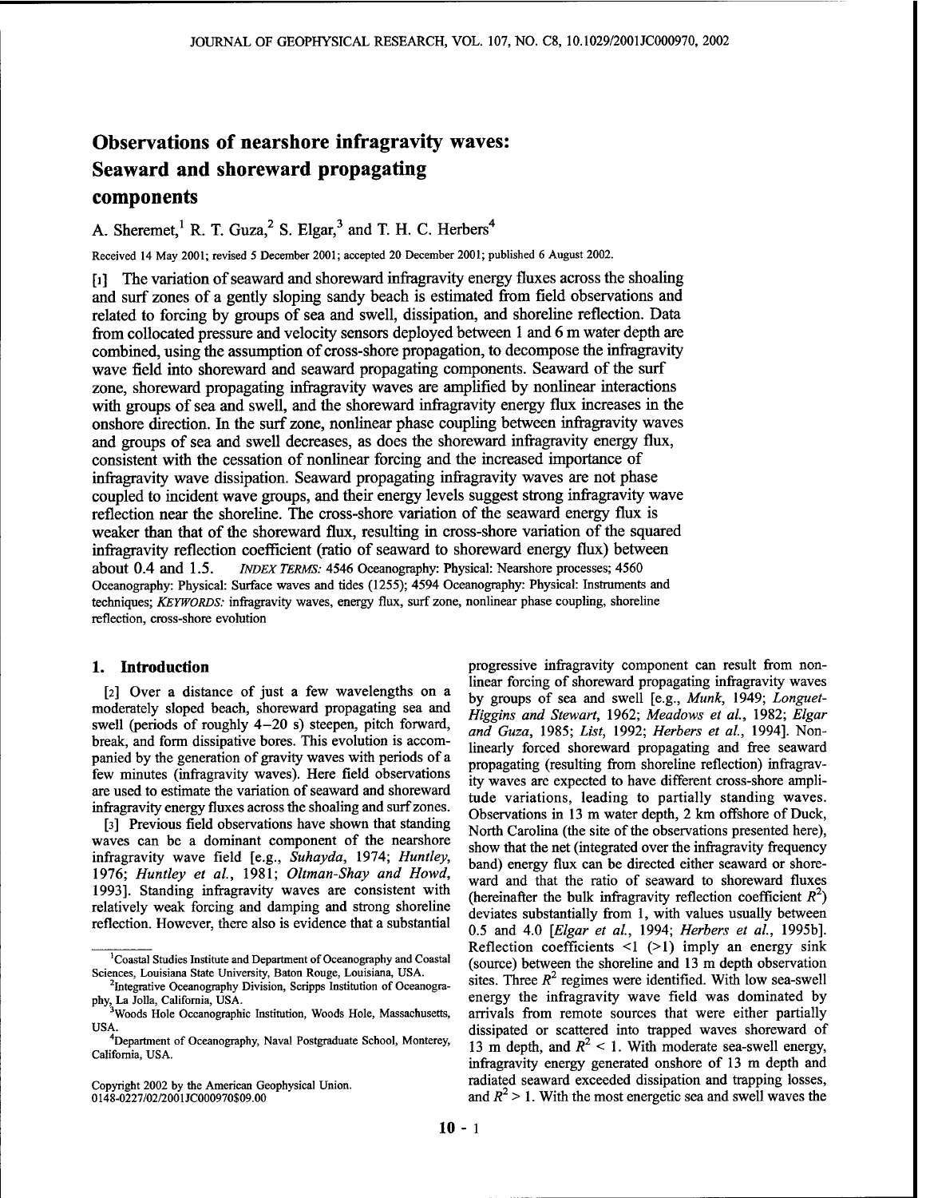# Observations of nearshore infragravity waves: Seaward and shoreward propagating components

A. Sheremet,[1] R. T. Guza,[2] S. Elgar,[3] and T. H. C. Herbers[4]

Received 14 May 2001; revised 5 December 2001; accepted 20 December 2001; published 6 August 2002.

[1] The variation of seaward and shoreward infragravity energy fluxes across the shoaling and surf zones of a gently sloping sandy beach is estimated from field observations and related to forcing by groups of sea and swell, dissipation, and shoreline reflection. Data from collocated pressure and velocity sensors deployed between 1 and 6 m water depth are combined, using the assumption of cross-shore propagation, to decompose the infragravity wave field into shoreward and seaward propagating components. Seaward of the surf zone, shoreward propagating infragravity waves are amplified by nonlinear interactions with groups of sea and swell, and the shoreward infragravity energy flux increases in the onshore direction. In the surf zone, nonlinear phase coupling between infragravity waves and groups of sea and swell decreases, as does the shoreward infragravity energy flux, consistent with the cessation of nonlinear forcing and the increased importance of infragravity wave dissipation. Seaward propagating infragravity waves are not phase coupled to incident wave groups, and their energy levels suggest strong infragravity wave reflection near the shoreline. The cross-shore variation of the seaward energy flux is weaker than that of the shoreward flux, resulting in cross-shore variation of the squared infragravity reflection coefficient (ratio of seaward to shoreward energy flux) between about 0.4 and 1.5. *INDEX TERMS:* 4546 Oceanography: Physical: Nearshore processes; 4560 Oceanography: Physical: Surface waves and tides (1255); 4594 Oceanography: Physical: Instruments and techniques; *KEYWORDS:* infragravity waves, energy flux, surf zone, nonlinear phase coupling, shoreline reflection, cross-shore evolution

## 1. Introduction

[2] Over a distance of just a few wavelengths on a moderately sloped beach, shoreward propagating sea and swell (periods of roughly 4–20 s) steepen, pitch forward, break, and form dissipative bores. This evolution is accompanied by the generation of gravity waves with periods of a few minutes (infragravity waves). Here field observations are used to estimate the variation of seaward and shoreward infragravity energy fluxes across the shoaling and surf zones.

[3] Previous field observations have shown that standing waves can be a dominant component of the nearshore infragravity wave field [e.g., *Suhayda*, 1974; *Huntley*, 1976; *Huntley et al.*, 1981; *Oltman-Shay and Howd*, 1993]. Standing infragravity waves are consistent with relatively weak forcing and damping and strong shoreline reflection. However, there also is evidence that a substantial progressive infragravity component can result from nonlinear forcing of shoreward propagating infragravity waves by groups of sea and swell [e.g., *Munk*, 1949; *Longuet-Higgins and Stewart*, 1962; *Meadows et al.*, 1982; *Elgar and Guza*, 1985; *List*, 1992; *Herbers et al.*, 1994]. Nonlinearly forced shoreward propagating and free seaward propagating (resulting from shoreline reflection) infragravity waves are expected to have different cross-shore amplitude variations, leading to partially standing waves. Observations in 13 m water depth, 2 km offshore of Duck, North Carolina (the site of the observations presented here), show that the net (integrated over the infragravity frequency band) energy flux can be directed either seaward or shoreward and that the ratio of seaward to shoreward fluxes (hereinafter the bulk infragravity reflection coefficient $R^2$) deviates substantially from 1, with values usually between 0.5 and 4.0 [*Elgar et al.*, 1994; *Herbers et al.*, 1995b]. Reflection coefficients <1 (>1) imply an energy sink (source) between the shoreline and 13 m depth observation sites. Three $R^2$ regimes were identified. With low sea-swell energy the infragravity wave field was dominated by arrivals from remote sources that were either partially dissipated or scattered into trapped waves shoreward of 13 m depth, and $R^2 < 1$. With moderate sea-swell energy, infragravity energy generated onshore of 13 m depth and radiated seaward exceeded dissipation and trapping losses, and $R^2 > 1$. With the most energetic sea and swell waves the

[1]Coastal Studies Institute and Department of Oceanography and Coastal Sciences, Louisiana State University, Baton Rouge, Louisiana, USA.

[2]Integrative Oceanography Division, Scripps Institution of Oceanography, La Jolla, California, USA.

[3]Woods Hole Oceanographic Institution, Woods Hole, Massachusetts, USA.

[4]Department of Oceanography, Naval Postgraduate School, Monterey, California, USA.

Copyright 2002 by the American Geophysical Union.
0148-0227/02/2001JC000970$09.00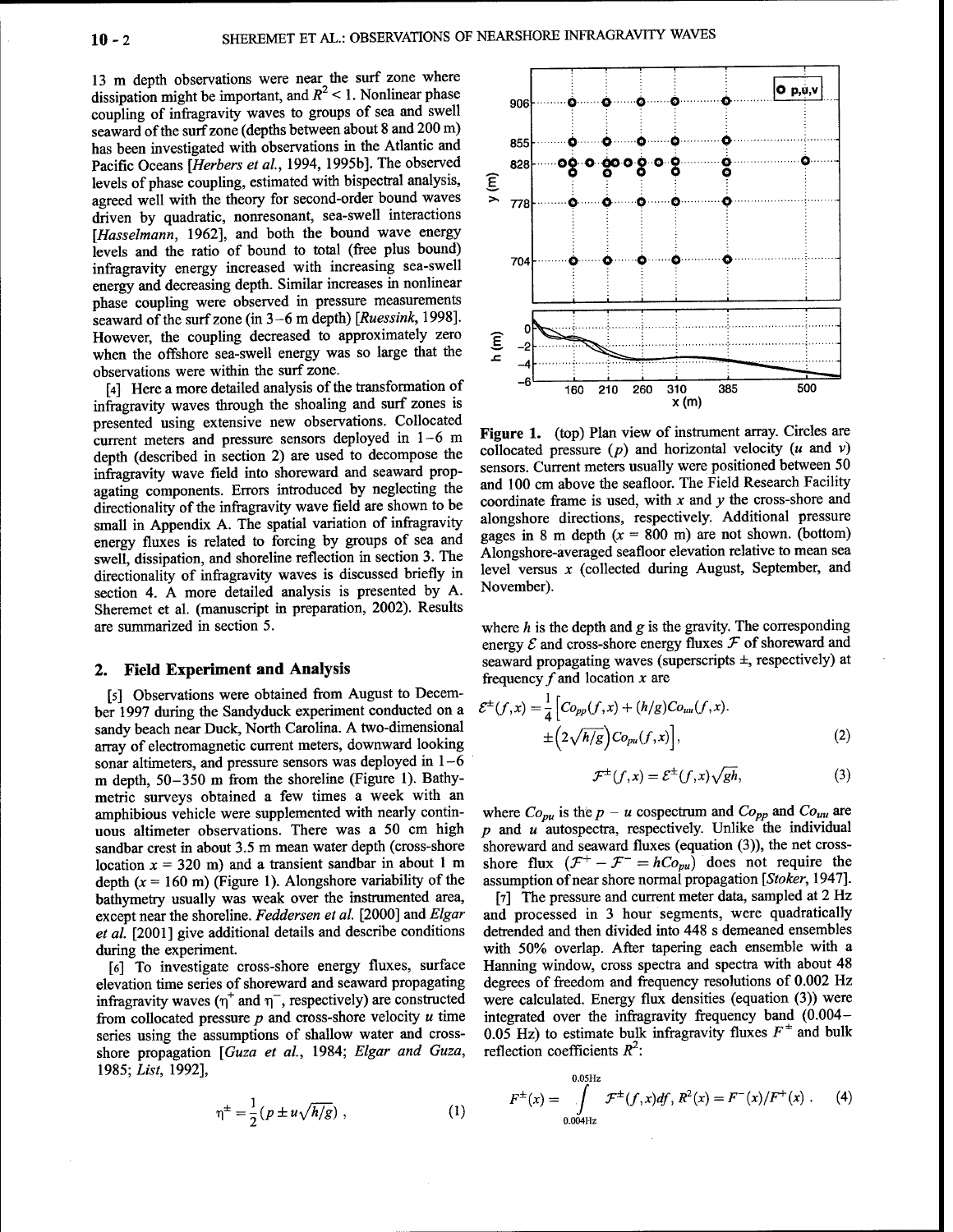13 m depth observations were near the surf zone where dissipation might be important, and $R^2 < 1$. Nonlinear phase coupling of infragravity waves to groups of sea and swell seaward of the surf zone (depths between about 8 and 200 m) has been investigated with observations in the Atlantic and Pacific Oceans [*Herbers et al.*, 1994, 1995b]. The observed levels of phase coupling, estimated with bispectral analysis, agreed well with the theory for second-order bound waves driven by quadratic, nonresonant, sea-swell interactions [*Hasselmann*, 1962], and both the bound wave energy levels and the ratio of bound to total (free plus bound) infragravity energy increased with increasing sea-swell energy and decreasing depth. Similar increases in nonlinear phase coupling were observed in pressure measurements seaward of the surf zone (in 3–6 m depth) [*Ruessink*, 1998]. However, the coupling decreased to approximately zero when the offshore sea-swell energy was so large that the observations were within the surf zone.

[4] Here a more detailed analysis of the transformation of infragravity waves through the shoaling and surf zones is presented using extensive new observations. Collocated current meters and pressure sensors deployed in 1–6 m depth (described in section 2) are used to decompose the infragravity wave field into shoreward and seaward propagating components. Errors introduced by neglecting the directionality of the infragravity wave field are shown to be small in Appendix A. The spatial variation of infragravity energy fluxes is related to forcing by groups of sea and swell, dissipation, and shoreline reflection in section 3. The directionality of infragravity waves is discussed briefly in section 4. A more detailed analysis is presented by A. Sheremet et al. (manuscript in preparation, 2002). Results are summarized in section 5.

## 2. Field Experiment and Analysis

[5] Observations were obtained from August to December 1997 during the Sandyduck experiment conducted on a sandy beach near Duck, North Carolina. A two-dimensional array of electromagnetic current meters, downward looking sonar altimeters, and pressure sensors was deployed in 1–6 m depth, 50–350 m from the shoreline (Figure 1). Bathymetric surveys obtained a few times a week with an amphibious vehicle were supplemented with nearly continuous altimeter observations. There was a 50 cm high sandbar crest in about 3.5 m mean water depth (cross-shore location $x$ = 320 m) and a transient sandbar in about 1 m depth ($x$ = 160 m) (Figure 1). Alongshore variability of the bathymetry usually was weak over the instrumented area, except near the shoreline. *Feddersen et al.* [2000] and *Elgar et al.* [2001] give additional details and describe conditions during the experiment.

[6] To investigate cross-shore energy fluxes, surface elevation time series of shoreward and seaward propagating infragravity waves ($\eta^+$ and $\eta^-$, respectively) are constructed from collocated pressure $p$ and cross-shore velocity $u$ time series using the assumptions of shallow water and cross-shore propagation [*Guza et al.*, 1984; *Elgar and Guza*, 1985; *List*, 1992],

$$\eta^{\pm} = \frac{1}{2}\left(p \pm u\sqrt{h/g}\right), \tag{1}$$

Figure 1. (top) Plan view of instrument array. Circles are collocated pressure ($p$) and horizontal velocity ($u$ and $v$) sensors. Current meters usually were positioned between 50 and 100 cm above the seafloor. The Field Research Facility coordinate frame is used, with $x$ and $y$ the cross-shore and alongshore directions, respectively. Additional pressure gages in 8 m depth ($x$ = 800 m) are not shown. (bottom) Alongshore-averaged seafloor elevation relative to mean sea level versus $x$ (collected during August, September, and November).

where $h$ is the depth and $g$ is the gravity. The corresponding energy $\mathcal{E}$ and cross-shore energy fluxes $\mathcal{F}$ of shoreward and seaward propagating waves (superscripts ±, respectively) at frequency $f$ and location $x$ are

$$\mathcal{E}^{\pm}(f,x) = \frac{1}{4}\Big[Co_{pp}(f,x) + (h/g)Co_{uu}(f,x) \pm \left(2\sqrt{h/g}\right)Co_{pu}(f,x)\Big], \tag{2}$$

$$\mathcal{F}^{\pm}(f,x) = \mathcal{E}^{\pm}(f,x)\sqrt{gh}, \tag{3}$$

where $Co_{pu}$ is the $p-u$ cospectrum and $Co_{pp}$ and $Co_{uu}$ are $p$ and $u$ autospectra, respectively. Unlike the individual shoreward and seaward fluxes (equation (3)), the net cross-shore flux ($\mathcal{F}^+ - \mathcal{F}^- = hCo_{pu}$) does not require the assumption of near shore normal propagation [*Stoker*, 1947].

[7] The pressure and current meter data, sampled at 2 Hz and processed in 3 hour segments, were quadratically detrended and then divided into 448 s demeaned ensembles with 50% overlap. After tapering each ensemble with a Hanning window, cross spectra and spectra with about 48 degrees of freedom and frequency resolutions of 0.002 Hz were calculated. Energy flux densities (equation (3)) were integrated over the infragravity frequency band (0.004–0.05 Hz) to estimate bulk infragravity fluxes $F^{\pm}$ and bulk reflection coefficients $R^2$:

$$F^{\pm}(x) = \int_{0.004\text{Hz}}^{0.05\text{Hz}} \mathcal{F}^{\pm}(f,x)df, \; R^2(x) = F^-(x)/F^+(x). \tag{4}$$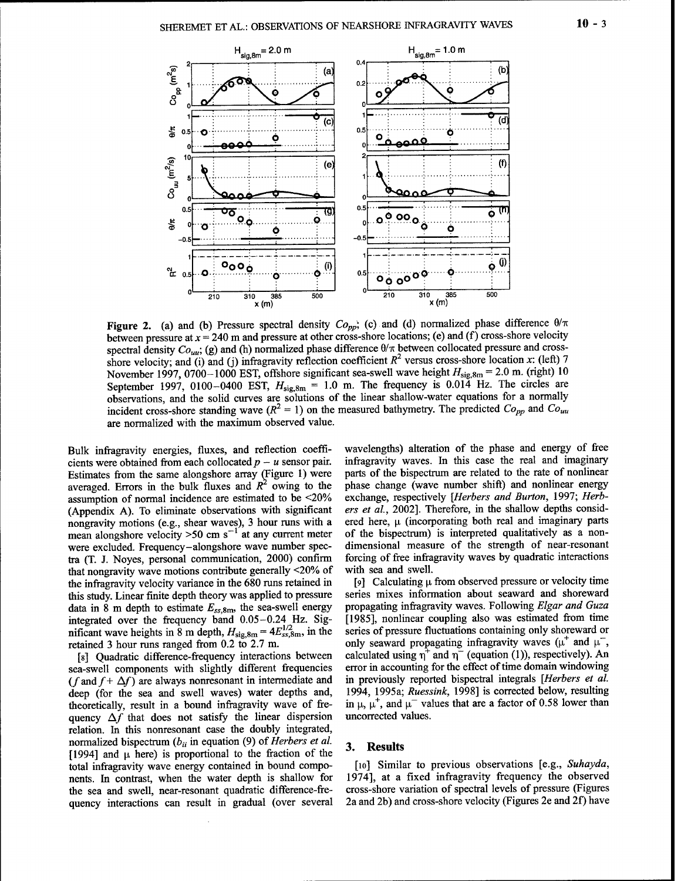Figure 2. (a) and (b) Pressure spectral density $Co_{pp}$; (c) and (d) normalized phase difference $\theta/\pi$ between pressure at $x = 240$ m and pressure at other cross-shore locations; (e) and (f) cross-shore velocity spectral density $Co_{uu}$; (g) and (h) normalized phase difference $\theta/\pi$ between collocated pressure and cross-shore velocity; and (i) and (j) infragravity reflection coefficient $R^2$ versus cross-shore location $x$: (left) 7 November 1997, 0700–1000 EST, offshore significant sea-swell wave height $H_{sig,8m} = 2.0$ m. (right) 10 September 1997, 0100–0400 EST, $H_{sig,8m} = 1.0$ m. The frequency is 0.014 Hz. The circles are observations, and the solid curves are solutions of the linear shallow-water equations for a normally incident cross-shore standing wave ($R^2 = 1$) on the measured bathymetry. The predicted $Co_{pp}$ and $Co_{uu}$ are normalized with the maximum observed value.

Bulk infragravity energies, fluxes, and reflection coefficients were obtained from each collocated $p - u$ sensor pair. Estimates from the same alongshore array (Figure 1) were averaged. Errors in the bulk fluxes and $R^2$ owing to the assumption of normal incidence are estimated to be <20% (Appendix A). To eliminate observations with significant nongravity motions (e.g., shear waves), 3 hour runs with a mean alongshore velocity >50 cm s$^{-1}$ at any current meter were excluded. Frequency–alongshore wave number spectra (T. J. Noyes, personal communication, 2000) confirm that nongravity wave motions contribute generally <20% of the infragravity velocity variance in the 680 runs retained in this study. Linear finite depth theory was applied to pressure data in 8 m depth to estimate $E_{ss,8m}$, the sea-swell energy integrated over the frequency band 0.05–0.24 Hz. Significant wave heights in 8 m depth, $H_{sig,8m} = 4E_{ss,8m}^{1/2}$, in the retained 3 hour runs ranged from 0.2 to 2.7 m.

[8] Quadratic difference-frequency interactions between sea-swell components with slightly different frequencies ($f$ and $f + \Delta f$) are always nonresonant in intermediate and deep (for the sea and swell waves) water depths and, theoretically, result in a bound infragravity wave of frequency $\Delta f$ that does not satisfy the linear dispersion relation. In this nonresonant case the doubly integrated, normalized bispectrum ($b_{ii}$ in equation (9) of *Herbers et al.* [1994] and $\mu$ here) is proportional to the fraction of the total infragravity wave energy contained in bound components. In contrast, when the water depth is shallow for the sea and swell, near-resonant quadratic difference-frequency interactions can result in gradual (over several wavelengths) alteration of the phase and energy of free infragravity waves. In this case the real and imaginary parts of the bispectrum are related to the rate of nonlinear phase change (wave number shift) and nonlinear energy exchange, respectively [*Herbers and Burton*, 1997; *Herbers et al.*, 2002]. Therefore, in the shallow depths considered here, $\mu$ (incorporating both real and imaginary parts of the bispectrum) is interpreted qualitatively as a nondimensional measure of the strength of near-resonant forcing of free infragravity waves by quadratic interactions with sea and swell.

[9] Calculating $\mu$ from observed pressure or velocity time series mixes information about seaward and shoreward propagating infragravity waves. Following *Elgar and Guza* [1985], nonlinear coupling also was estimated from time series of pressure fluctuations containing only shoreward or only seaward propagating infragravity waves ($\mu^+$ and $\mu^-$, calculated using $\eta^+$ and $\eta^-$ (equation (1)), respectively). An error in accounting for the effect of time domain windowing in previously reported bispectral integrals [*Herbers et al.* 1994, 1995a; *Ruessink*, 1998] is corrected below, resulting in $\mu$, $\mu^+$, and $\mu^-$ values that are a factor of 0.58 lower than uncorrected values.

## 3. Results

[10] Similar to previous observations [e.g., *Suhayda*, 1974], at a fixed infragravity frequency the observed cross-shore variation of spectral levels of pressure (Figures 2a and 2b) and cross-shore velocity (Figures 2e and 2f) have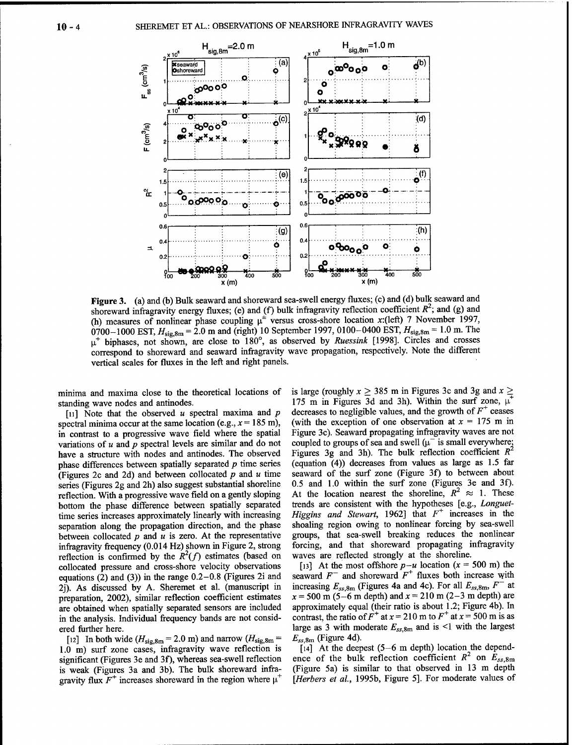**Figure 3.** (a) and (b) Bulk seaward and shoreward sea-swell energy fluxes; (c) and (d) bulk seaward and shoreward infragravity energy fluxes; (e) and (f) bulk infragravity reflection coefficient $R^2$; and (g) and (h) measures of nonlinear phase coupling $\mu^{\pm}$ versus cross-shore location $x$:(left) 7 November 1997, 0700–1000 EST, $H_{sig,8m} = 2.0$ m and (right) 10 September 1997, 0100–0400 EST, $H_{sig,8m} = 1.0$ m. The $\mu^+$ biphases, not shown, are close to 180°, as observed by *Ruessink* [1998]. Circles and crosses correspond to shoreward and seaward infragravity wave propagation, respectively. Note the different vertical scales for fluxes in the left and right panels.

minima and maxima close to the theoretical locations of standing wave nodes and antinodes.

[11] Note that the observed $u$ spectral maxima and $p$ spectral minima occur at the same location (e.g., $x = 185$ m), in contrast to a progressive wave field where the spatial variations of $u$ and $p$ spectral levels are similar and do not have a structure with nodes and antinodes. The observed phase differences between spatially separated $p$ time series (Figures 2c and 2d) and between collocated $p$ and $u$ time series (Figures 2g and 2h) also suggest substantial shoreline reflection. With a progressive wave field on a gently sloping bottom the phase difference between spatially separated time series increases approximately linearly with increasing separation along the propagation direction, and the phase between collocated $p$ and $u$ is zero. At the representative infragravity frequency (0.014 Hz) shown in Figure 2, strong reflection is confirmed by the $R^2(f)$ estimates (based on collocated pressure and cross-shore velocity observations equations (2) and (3)) in the range 0.2–0.8 (Figures 2i and 2j). As discussed by A. Sheremet et al. (manuscript in preparation, 2002), similar reflection coefficient estimates are obtained when spatially separated sensors are included in the analysis. Individual frequency bands are not considered further here.

[12] In both wide ($H_{sig,8m} = 2.0$ m) and narrow ($H_{sig,8m} = 1.0$ m) surf zone cases, infragravity wave reflection is significant (Figures 3e and 3f), whereas sea-swell reflection is weak (Figures 3a and 3b). The bulk shoreward infragravity flux $F^+$ increases shoreward in the region where $\mu^+$ is large (roughly $x \geq 385$ m in Figures 3c and 3g and $x \geq 175$ m in Figures 3d and 3h). Within the surf zone, $\mu^+$ decreases to negligible values, and the growth of $F^+$ ceases (with the exception of one observation at $x = 175$ m in Figure 3c). Seaward propagating infragravity waves are not coupled to groups of sea and swell ($\mu^-$ is small everywhere; Figures 3g and 3h). The bulk reflection coefficient $R^2$ (equation (4)) decreases from values as large as 1.5 far seaward of the surf zone (Figure 3f) to between about 0.5 and 1.0 within the surf zone (Figures 3e and 3f). At the location nearest the shoreline, $R^2 \approx 1$. These trends are consistent with the hypotheses [e.g., *Longuet-Higgins and Stewart*, 1962] that $F^+$ increases in the shoaling region owing to nonlinear forcing by sea-swell groups, that sea-swell breaking reduces the nonlinear forcing, and that shoreward propagating infragravity waves are reflected strongly at the shoreline.

[13] At the most offshore $p$–$u$ location ($x = 500$ m) the seaward $F^-$ and shoreward $F^+$ fluxes both increase with increasing $E_{ss,8m}$ (Figures 4a and 4c). For all $E_{ss,8m}$, $F^-$ at $x = 500$ m (5–6 m depth) and $x = 210$ m (2–3 m depth) are approximately equal (their ratio is about 1.2; Figure 4b). In contrast, the ratio of $F^+$ at $x = 210$ m to $F^+$ at $x = 500$ m is as large as 3 with moderate $E_{ss,8m}$ and is <1 with the largest $E_{ss,8m}$ (Figure 4d).

[14] At the deepest (5–6 m depth) location the dependence of the bulk reflection coefficient $R^2$ on $E_{ss,8m}$ (Figure 5a) is similar to that observed in 13 m depth [*Herbers et al.*, 1995b, Figure 5]. For moderate values of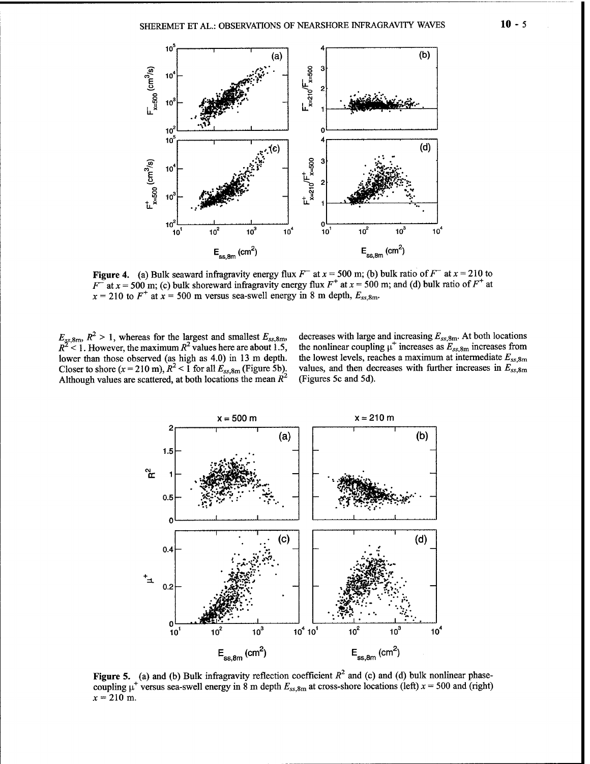**Figure 4.** (a) Bulk seaward infragravity energy flux $F^-$ at $x = 500$ m; (b) bulk ratio of $F^-$ at $x = 210$ to $F^-$ at $x = 500$ m; (c) bulk shoreward infragravity energy flux $F^+$ at $x = 500$ m; and (d) bulk ratio of $F^+$ at $x = 210$ to $F^+$ at $x = 500$ m versus sea-swell energy in 8 m depth, $E_{ss,8m}$.

$E_{ss,8m}$, $R^2 > 1$, whereas for the largest and smallest $E_{ss,8m}$, $R^2 < 1$. However, the maximum $R^2$ values here are about 1.5, lower than those observed (as high as 4.0) in 13 m depth. Closer to shore ($x = 210$ m), $R^2 < 1$ for all $E_{ss,8m}$ (Figure 5b). Although values are scattered, at both locations the mean $R^2$ decreases with large and increasing $E_{ss,8m}$. At both locations the nonlinear coupling $\mu^+$ increases as $E_{ss,8m}$ increases from the lowest levels, reaches a maximum at intermediate $E_{ss,8m}$ values, and then decreases with further increases in $E_{ss,8m}$ (Figures 5c and 5d).

**Figure 5.** (a) and (b) Bulk infragravity reflection coefficient $R^2$ and (c) and (d) bulk nonlinear phase-coupling $\mu^+$ versus sea-swell energy in 8 m depth $E_{ss,8m}$ at cross-shore locations (left) $x = 500$ and (right) $x = 210$ m.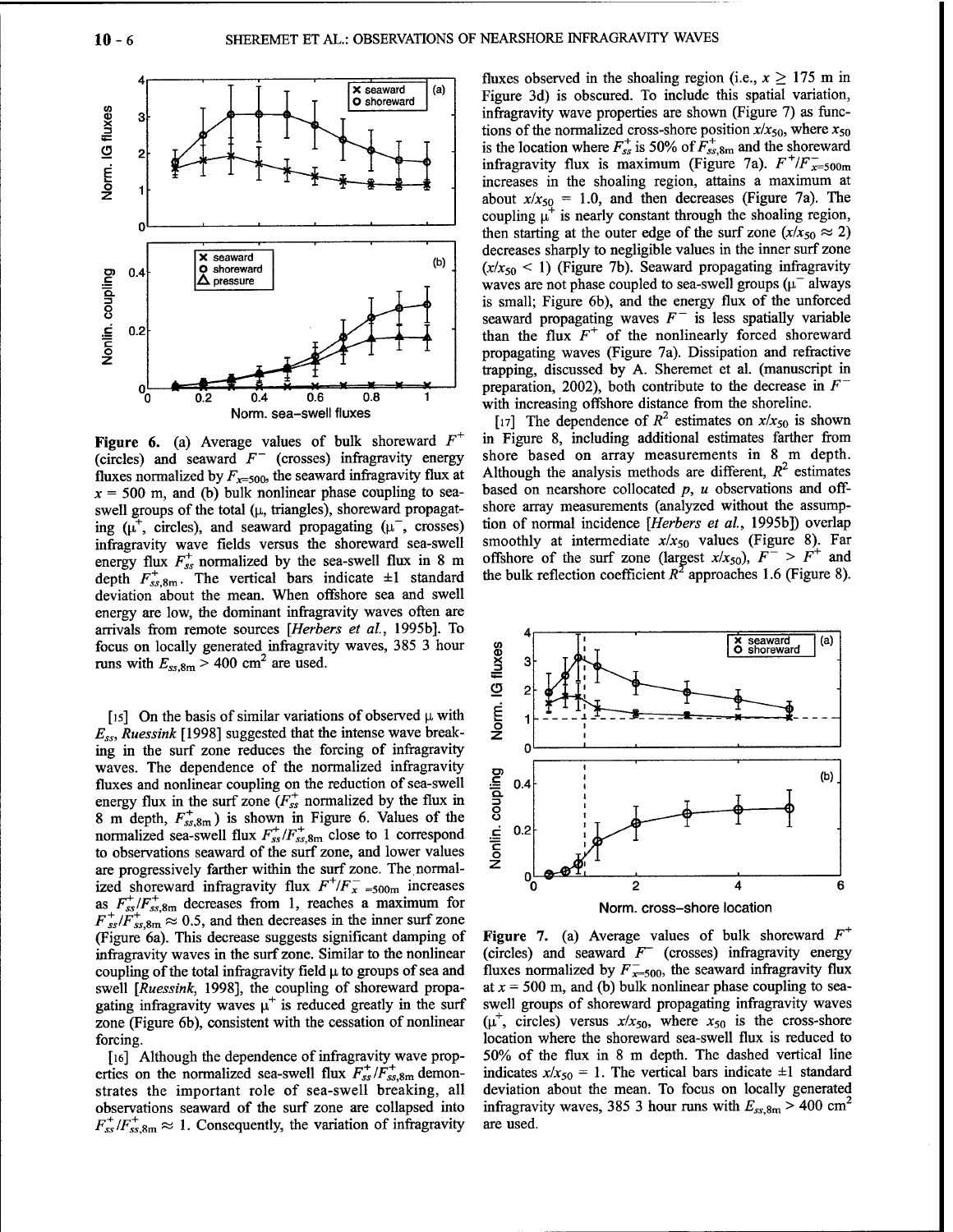**Figure 6.** (a) Average values of bulk shoreward $F^+$ (circles) and seaward $F^-$ (crosses) infragravity energy fluxes normalized by $F^-_{x=500}$, the seaward infragravity flux at $x = 500$ m, and (b) bulk nonlinear phase coupling to sea-swell groups of the total ($\mu$, triangles), shoreward propagating ($\mu^+$, circles), and seaward propagating ($\mu^-$, crosses) infragravity wave fields versus the shoreward sea-swell energy flux $F^+_{ss}$ normalized by the sea-swell flux in 8 m depth $F^+_{ss,8\text{m}}$. The vertical bars indicate ±1 standard deviation about the mean. When offshore sea and swell energy are low, the dominant infragravity waves often are arrivals from remote sources [*Herbers et al.*, 1995b]. To focus on locally generated infragravity waves, 385 3 hour runs with $E_{ss,8\text{m}} > 400$ cm$^2$ are used.

[15] On the basis of similar variations of observed $\mu$ with $E_{ss}$, *Ruessink* [1998] suggested that the intense wave breaking in the surf zone reduces the forcing of infragravity waves. The dependence of the normalized infragravity fluxes and nonlinear coupling on the reduction of sea-swell energy flux in the surf zone ($F^+_{ss}$ normalized by the flux in 8 m depth, $F^+_{ss,8\text{m}}$) is shown in Figure 6. Values of the normalized sea-swell flux $F^+_{ss}/F^+_{ss,8\text{m}}$ close to 1 correspond to observations seaward of the surf zone, and lower values are progressively farther within the surf zone. The normalized shoreward infragravity flux $F^+/F^-_{x=500\text{m}}$ increases as $F^+_{ss}/F^+_{ss,8\text{m}}$ decreases from 1, reaches a maximum for $F^+_{ss}/F^+_{ss,8\text{m}} \approx 0.5$, and then decreases in the inner surf zone (Figure 6a). This decrease suggests significant damping of infragravity waves in the surf zone. Similar to the nonlinear coupling of the total infragravity field $\mu$ to groups of sea and swell [*Ruessink*, 1998], the coupling of shoreward propagating infragravity waves $\mu^+$ is reduced greatly in the surf zone (Figure 6b), consistent with the cessation of nonlinear forcing.

[16] Although the dependence of infragravity wave properties on the normalized sea-swell flux $F^+_{ss}/F^+_{ss,8\text{m}}$ demonstrates the important role of sea-swell breaking, all observations seaward of the surf zone are collapsed into $F^+_{ss}/F^+_{ss,8\text{m}} \approx 1$. Consequently, the variation of infragravity fluxes observed in the shoaling region (i.e., $x \geq 175$ m in Figure 3d) is obscured. To include this spatial variation, infragravity wave properties are shown (Figure 7) as functions of the normalized cross-shore position $x/x_{50}$, where $x_{50}$ is the location where $F^+_{ss}$ is 50% of $F^+_{ss,8\text{m}}$ and the shoreward infragravity flux is maximum (Figure 7a). $F^+/F^-_{x=500\text{m}}$ increases in the shoaling region, attains a maximum at about $x/x_{50} = 1.0$, and then decreases (Figure 7a). The coupling $\mu^+$ is nearly constant through the shoaling region, then starting at the outer edge of the surf zone ($x/x_{50} \approx 2$) decreases sharply to negligible values in the inner surf zone ($x/x_{50} < 1$) (Figure 7b). Seaward propagating infragravity waves are not phase coupled to sea-swell groups ($\mu^-$ always is small; Figure 6b), and the energy flux of the unforced seaward propagating waves $F^-$ is less spatially variable than the flux $F^+$ of the nonlinearly forced shoreward propagating waves (Figure 7a). Dissipation and refractive trapping, discussed by A. Sheremet et al. (manuscript in preparation, 2002), both contribute to the decrease in $F^-$ with increasing offshore distance from the shoreline.

[17] The dependence of $R^2$ estimates on $x/x_{50}$ is shown in Figure 8, including additional estimates farther from shore based on array measurements in 8 m depth. Although the analysis methods are different, $R^2$ estimates based on nearshore collocated $p$, $u$ observations and offshore array measurements (analyzed without the assumption of normal incidence [*Herbers et al.*, 1995b]) overlap smoothly at intermediate $x/x_{50}$ values (Figure 8). Far offshore of the surf zone (largest $x/x_{50}$), $F^- > F^+$ and the bulk reflection coefficient $R^2$ approaches 1.6 (Figure 8).

**Figure 7.** (a) Average values of bulk shoreward $F^+$ (circles) and seaward $F^-$ (crosses) infragravity energy fluxes normalized by $F^-_{x=500}$, the seaward infragravity flux at $x = 500$ m, and (b) bulk nonlinear phase coupling to sea-swell groups of shoreward propagating infragravity waves ($\mu^+$, circles) versus $x/x_{50}$, where $x_{50}$ is the cross-shore location where the shoreward sea-swell flux is reduced to 50% of the flux in 8 m depth. The dashed vertical line indicates $x/x_{50} = 1$. The vertical bars indicate ±1 standard deviation about the mean. To focus on locally generated infragravity waves, 385 3 hour runs with $E_{ss,8\text{m}} > 400$ cm$^2$ are used.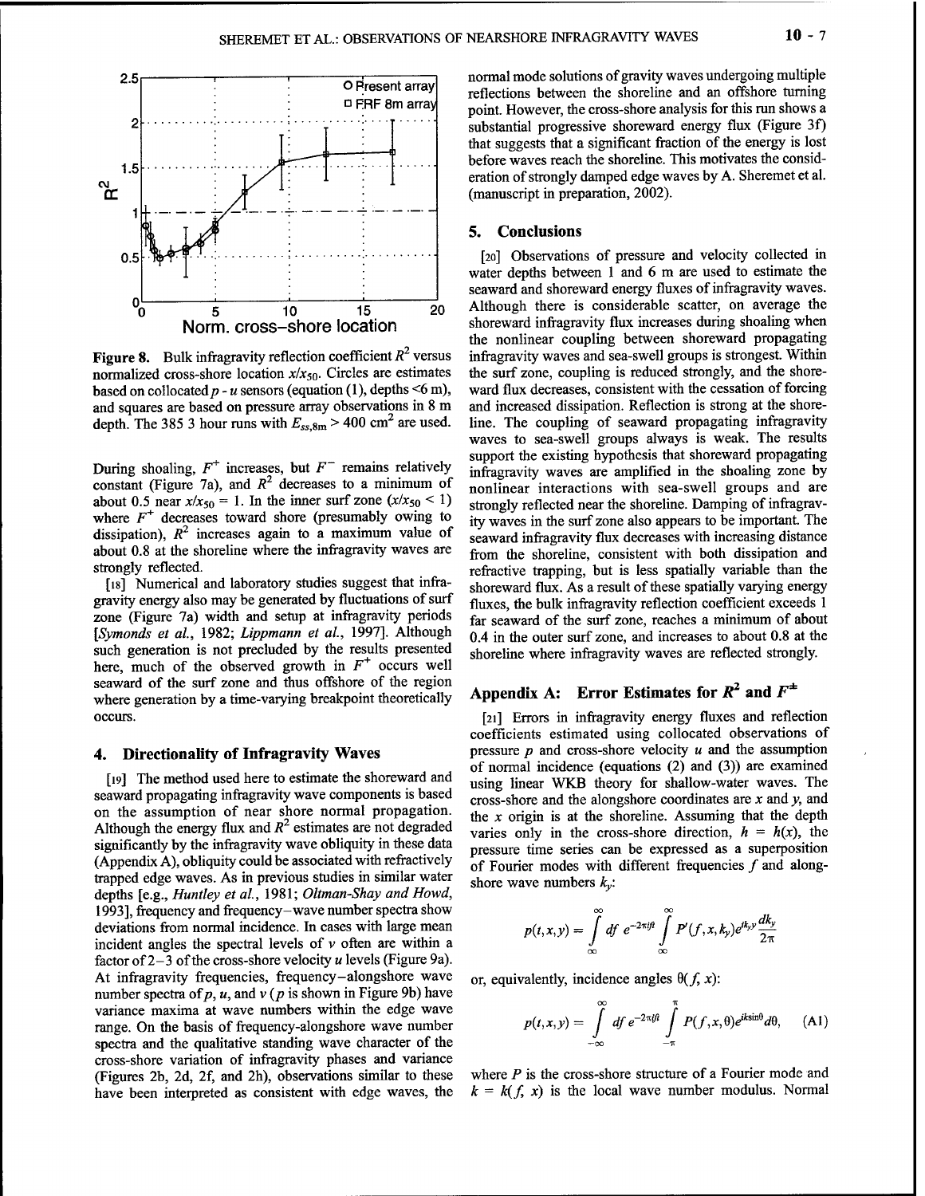**Figure 8.** Bulk infragravity reflection coefficient $R^2$ versus normalized cross-shore location $x/x_{50}$. Circles are estimates based on collocated $p$ - $u$ sensors (equation (1), depths <6 m), and squares are based on present array observations in 8 m depth. The 385 3 hour runs with $E_{ss,8m}$ > 400 cm$^2$ are used.

During shoaling, $F^+$ increases, but $F^-$ remains relatively constant (Figure 7a), and $R^2$ decreases to a minimum of about 0.5 near $x/x_{50}$ = 1. In the inner surf zone ($x/x_{50}$ < 1) where $F^+$ decreases toward shore (presumably owing to dissipation), $R^2$ increases again to a maximum value of about 0.8 at the shoreline where the infragravity waves are strongly reflected.

[18] Numerical and laboratory studies suggest that infragravity energy also may be generated by fluctuations of surf zone (Figure 7a) width and setup at infragravity periods [*Symonds et al.*, 1982; *Lippmann et al.*, 1997]. Although such generation is not precluded by the results presented here, much of the observed growth in $F^+$ occurs well seaward of the surf zone and thus offshore of the region where generation by a time-varying breakpoint theoretically occurs.

## 4. Directionality of Infragravity Waves

[19] The method used here to estimate the shoreward and seaward propagating infragravity wave components is based on the assumption of near shore normal propagation. Although the energy flux and $R^2$ estimates are not degraded significantly by the infragravity wave obliquity in these data (Appendix A), obliquity could be associated with refractively trapped edge waves. As in previous studies in similar water depths [e.g., *Huntley et al.*, 1981; *Oltman-Shay and Howd*, 1993], frequency and frequency–wave number spectra show deviations from normal incidence. In cases with large mean incident angles the spectral levels of $v$ often are within a factor of 2–3 of the cross-shore velocity $u$ levels (Figure 9a). At infragravity frequencies, frequency–alongshore wave number spectra of $p$, $u$, and $v$ ($p$ is shown in Figure 9b) have variance maxima at wave numbers within the edge wave range. On the basis of frequency-alongshore wave number spectra and the qualitative standing wave character of the cross-shore variation of infragravity phases and variance (Figures 2b, 2d, 2f, and 2h), observations similar to these have been interpreted as consistent with edge waves, the normal mode solutions of gravity waves undergoing multiple reflections between the shoreline and an offshore turning point. However, the cross-shore analysis for this run shows a substantial progressive shoreward energy flux (Figure 3f) that suggests that a significant fraction of the energy is lost before waves reach the shoreline. This motivates the consideration of strongly damped edge waves by A. Sheremet et al. (manuscript in preparation, 2002).

## 5. Conclusions

[20] Observations of pressure and velocity collected in water depths between 1 and 6 m are used to estimate the seaward and shoreward energy fluxes of infragravity waves. Although there is considerable scatter, on average the shoreward infragravity flux increases during shoaling when the nonlinear coupling between shoreward propagating infragravity waves and sea-swell groups is strongest. Within the surf zone, coupling is reduced strongly, and the shoreward flux decreases, consistent with the cessation of forcing and increased dissipation. Reflection is strong at the shoreline. The coupling of seaward propagating infragravity waves to sea-swell groups always is weak. The results support the existing hypothesis that shoreward propagating infragravity waves are amplified in the shoaling zone by nonlinear interactions with sea-swell groups and are strongly reflected near the shoreline. Damping of infragravity waves in the surf zone also appears to be important. The seaward infragravity flux decreases with increasing distance from the shoreline, consistent with both dissipation and refractive trapping, but is less spatially variable than the shoreward flux. As a result of these spatially varying energy fluxes, the bulk infragravity reflection coefficient exceeds 1 far seaward of the surf zone, reaches a minimum of about 0.4 in the outer surf zone, and increases to about 0.8 at the shoreline where infragravity waves are reflected strongly.

## Appendix A: Error Estimates for $R^2$ and $F^{\pm}$

[21] Errors in infragravity energy fluxes and reflection coefficients estimated using collocated observations of pressure $p$ and cross-shore velocity $u$ and the assumption of normal incidence (equations (2) and (3)) are examined using linear WKB theory for shallow-water waves. The cross-shore and the alongshore coordinates are $x$ and $y$, and the $x$ origin is at the shoreline. Assuming that the depth varies only in the cross-shore direction, $h = h(x)$, the pressure time series can be expressed as a superposition of Fourier modes with different frequencies $f$ and alongshore wave numbers $k_y$:

$$p(t,x,y) = \int_{\infty}^{\infty} df\, e^{-2\pi i f t} \int_{\infty}^{\infty} P'(f,x,k_y) e^{ik_y y} \frac{dk_y}{2\pi}$$

or, equivalently, incidence angles $\theta(f, x)$:

$$p(t,x,y) = \int_{-\infty}^{\infty} df\, e^{-2\pi i f t} \int_{-\pi}^{\pi} P(f,x,\theta) e^{iky\sin\theta} d\theta, \quad \text{(A1)}$$

where $P$ is the cross-shore structure of a Fourier mode and $k = k(f, x)$ is the local wave number modulus. Normal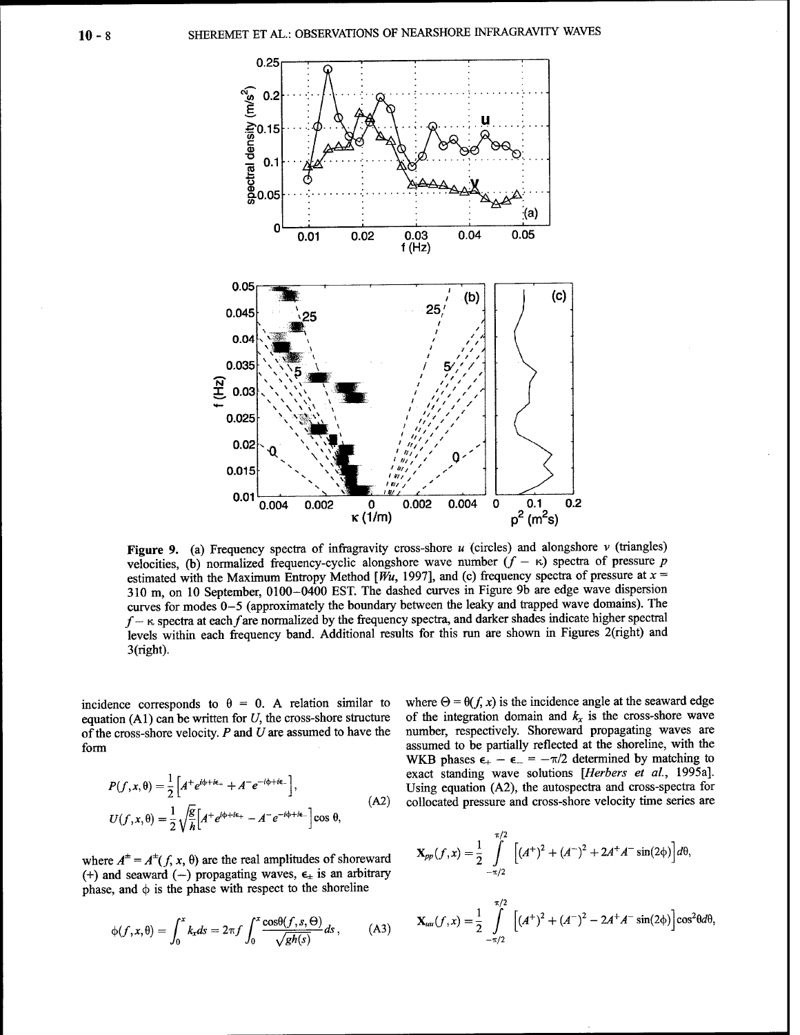**Figure 9.** (a) Frequency spectra of infragravity cross-shore $u$ (circles) and alongshore $v$ (triangles) velocities, (b) normalized frequency-cyclic alongshore wave number ($f - \kappa$) spectra of pressure $p$ estimated with the Maximum Entropy Method [*Wu*, 1997], and (c) frequency spectra of pressure at $x$ = 310 m, on 10 September, 0100–0400 EST. The dashed curves in Figure 9b are edge wave dispersion curves for modes 0–5 (approximately the boundary between the leaky and trapped wave domains). The $f - \kappa$ spectra at each $f$ are normalized by the frequency spectra, and darker shades indicate higher spectral levels within each frequency band. Additional results for this run are shown in Figures 2(right) and 3(right).

incidence corresponds to $\theta = 0$. A relation similar to equation (A1) can be written for $U$, the cross-shore structure of the cross-shore velocity. $P$ and $U$ are assumed to have the form

$$P(f,x,\theta) = \frac{1}{2}\left[A^{+}e^{i\phi + i\epsilon_{+}} + A^{-}e^{-i\phi + i\epsilon_{-}}\right],$$
$$U(f,x,\theta) = \frac{1}{2}\sqrt{\frac{g}{h}}\left[A^{+}e^{i\phi + i\epsilon_{+}} - A^{-}e^{-i\phi + i\epsilon_{-}}\right]\cos\theta, \tag{A2}$$

where $A^{\pm} = A^{\pm}(f, x, \theta)$ are the real amplitudes of shoreward (+) and seaward (−) propagating waves, $\epsilon_{\pm}$ is an arbitrary phase, and $\phi$ is the phase with respect to the shoreline

$$\phi(f,x,\theta) = \int_0^x k_x ds = 2\pi f \int_0^x \frac{\cos\theta(f,s,\Theta)}{\sqrt{gh(s)}} ds, \tag{A3}$$

where $\Theta = \theta(f, x)$ is the incidence angle at the seaward edge of the integration domain and $k_x$ is the cross-shore wave number, respectively. Shoreward propagating waves are assumed to be partially reflected at the shoreline, with the WKB phases $\epsilon_{+} - \epsilon_{-} = -\pi/2$ determined by matching to exact standing wave solutions [*Herbers et al.*, 1995a]. Using equation (A2), the autospectra and cross-spectra for collocated pressure and cross-shore velocity time series are

$$\mathbf{X}_{pp}(f,x) = \frac{1}{2}\int_{-\pi/2}^{\pi/2}\left[(A^{+})^2 + (A^{-})^2 + 2A^{+}A^{-}\sin(2\phi)\right]d\theta,$$

$$\mathbf{X}_{uu}(f,x) = \frac{1}{2}\int_{-\pi/2}^{\pi/2}\left[(A^{+})^2 + (A^{-})^2 - 2A^{+}A^{-}\sin(2\phi)\right]\cos^2\theta d\theta,$$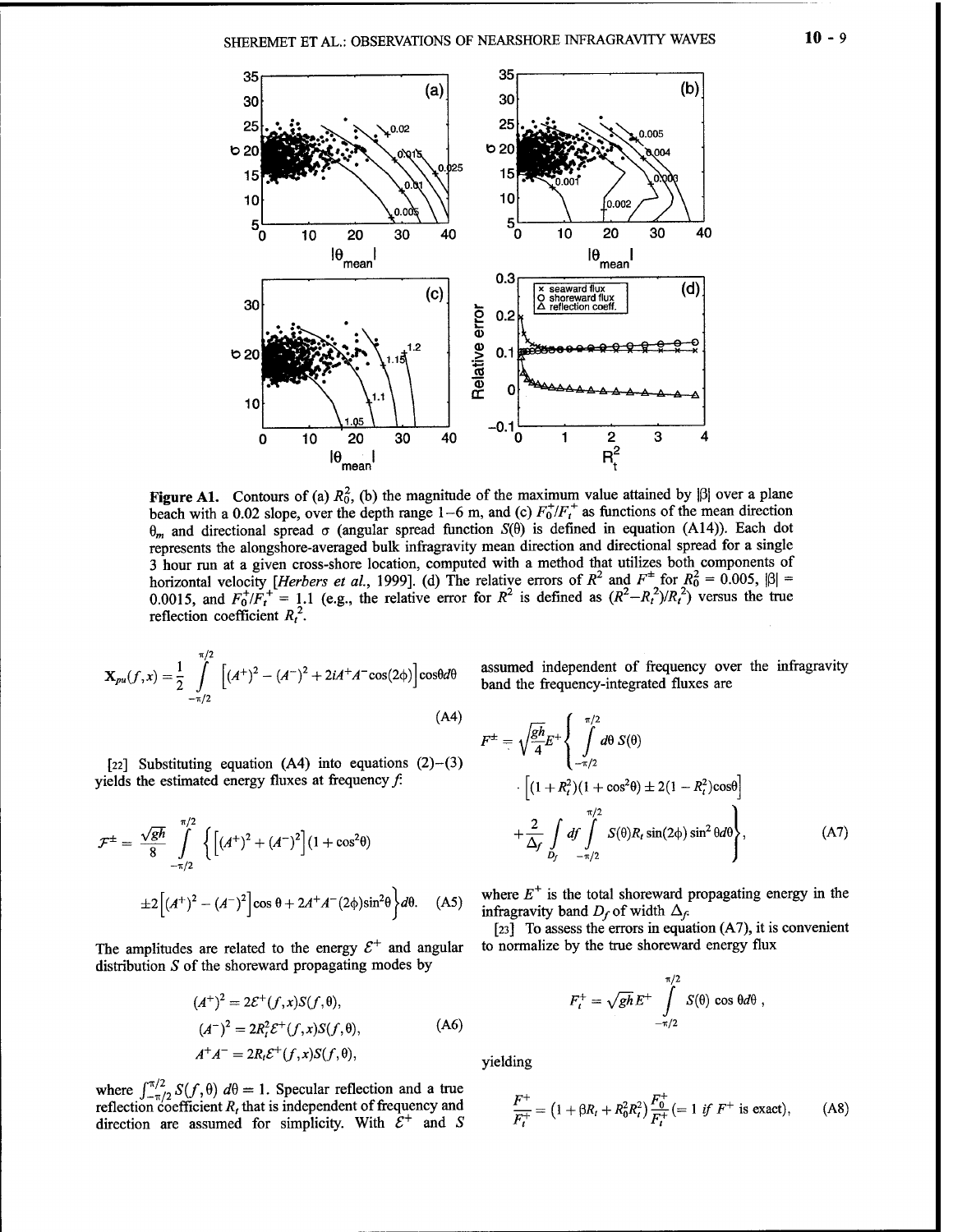**Figure A1.** Contours of (a) $R_0^2$, (b) the magnitude of the maximum value attained by $|\beta|$ over a plane beach with a 0.02 slope, over the depth range 1–6 m, and (c) $F_0^+/F_t^+$ as functions of the mean direction $\theta_m$ and directional spread $\sigma$ (angular spread function $S(\theta)$ is defined in equation (A14)). Each dot represents the alongshore-averaged bulk infragravity mean direction and directional spread for a single 3 hour run at a given cross-shore location, computed with a method that utilizes both components of horizontal velocity [*Herbers et al.*, 1999]. (d) The relative errors of $R^2$ and $F^\pm$ for $R_0^2 = 0.005$, $|\beta| = 0.0015$, and $F_0^+/F_t^+ = 1.1$ (e.g., the relative error for $R^2$ is defined as $(R^2 - R_t^2)/R_t^2$) versus the true reflection coefficient $R_t^2$.

$$\mathbf{X}_{pu}(f,x) = \frac{1}{2}\int_{-\pi/2}^{\pi/2}\left[(A^+)^2 - (A^-)^2 + 2iA^+A^-\cos(2\phi)\right]\cos\theta d\theta \tag{A4}$$

[22] Substituting equation (A4) into equations (2)–(3) yields the estimated energy fluxes at frequency $f$:

$$\mathcal{F}^\pm = \frac{\sqrt{gh}}{8}\int_{-\pi/2}^{\pi/2}\left\{\left[(A^+)^2 + (A^-)^2\right](1+\cos^2\theta)\right.$$

$$\left.\pm 2\left[(A^+)^2 - (A^-)^2\right]\cos\theta + 2A^+A^-(2\phi)\sin^2\theta\right\}d\theta. \tag{A5}$$

The amplitudes are related to the energy $\mathcal{E}^+$ and angular distribution $S$ of the shoreward propagating modes by

$$\begin{aligned}(A^+)^2 &= 2\mathcal{E}^+(f,x)S(f,\theta),\\ (A^-)^2 &= 2R_t^2\mathcal{E}^+(f,x)S(f,\theta),\\ A^+A^- &= 2R_t\mathcal{E}^+(f,x)S(f,\theta),\end{aligned} \tag{A6}$$

where $\int_{-\pi/2}^{\pi/2} S(f,\theta)\, d\theta = 1$. Specular reflection and a true reflection coefficient $R_t$ that is independent of frequency and direction are assumed for simplicity. With $\mathcal{E}^+$ and $S$ assumed independent of frequency over the infragravity band the frequency-integrated fluxes are

$$F^\pm = \sqrt{gh}\frac{E^+}{4}\left\{\int_{-\pi/2}^{\pi/2} d\theta\, S(\theta)\right.$$

$$\cdot\left[(1+R_t^2)(1+\cos^2\theta) \pm 2(1-R_t^2)\cos\theta\right]$$

$$\left.+\frac{2}{\Delta_f}\int_{D_f} df\int_{-\pi/2}^{\pi/2} S(\theta)R_t\sin(2\phi)\sin^2\theta d\theta\right\}, \tag{A7}$$

where $E^+$ is the total shoreward propagating energy in the infragravity band $D_f$ of width $\Delta_f$.

[23] To assess the errors in equation (A7), it is convenient to normalize by the true shoreward energy flux

$$F_t^+ = \sqrt{gh}E^+\int_{-\pi/2}^{\pi/2} S(\theta)\cos\theta d\theta\,,$$

yielding

$$\frac{F^+}{F_t^+} = \left(1+\beta R_t + R_0^2R_t^2\right)\frac{F_0^+}{F_t^+}(= 1 \textit{ if } F^+ \text{ is exact}), \tag{A8}$$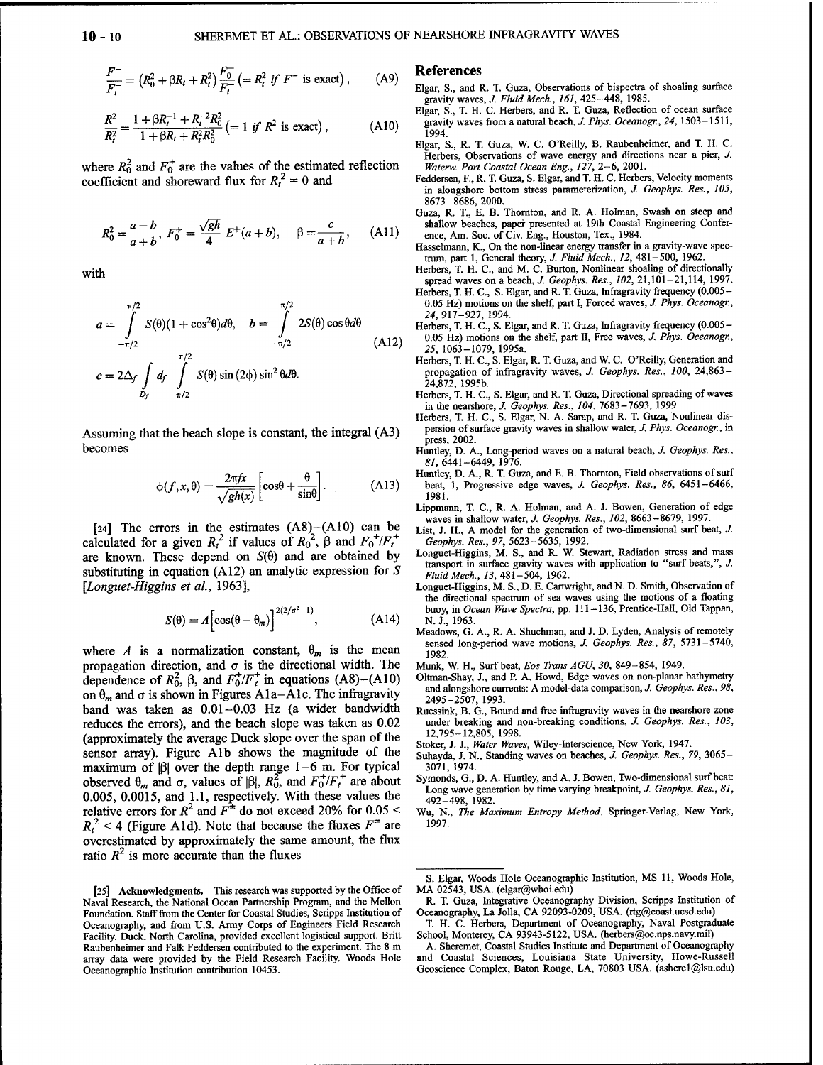$$\frac{F^-}{F_t^+} = \left(R_0^2 + \beta R_t + R_t^2\right)\frac{F_0^+}{F_t^+} \left(= R_t^2 \text{ if } F^- \text{ is exact}\right), \tag{A9}$$

$$\frac{R^2}{R_t^2} = \frac{1 + \beta R_t^{-1} + R_t^{-2} R_0^2}{1 + \beta R_t + R_t^2 R_0^2} \left(= 1 \text{ if } R^2 \text{ is exact}\right), \tag{A10}$$

where $R_0^2$ and $F_0^+$ are the values of the estimated reflection coefficient and shoreward flux for $R_t^2 = 0$ and

$$R_0^2 = \frac{a-b}{a+b}, \; F_0^+ = \frac{\sqrt{gh}}{4} E^+(a+b), \quad \beta = \frac{c}{a+b}, \tag{A11}$$

with

$$a = \int_{-\pi/2}^{\pi/2} S(\theta)(1+\cos^2\theta)d\theta, \quad b = \int_{-\pi/2}^{\pi/2} 2S(\theta)\cos\theta d\theta$$
$$c = 2\Delta_f \int_{D_f} d_f \int_{-\pi/2}^{\pi/2} S(\theta)\sin(2\phi)\sin^2\theta d\theta. \tag{A12}$$

Assuming that the beach slope is constant, the integral (A3) becomes

$$\phi(f,x,\theta) = \frac{2\pi f x}{\sqrt{gh(x)}}\left[\cos\theta + \frac{\theta}{\sin\theta}\right]. \tag{A13}$$

[24] The errors in the estimates (A8)–(A10) can be calculated for a given $R_t^2$ if values of $R_0^2$, $\beta$ and $F_0^+/F_t^+$ are known. These depend on $S(\theta)$ and are obtained by substituting in equation (A12) an analytic expression for $S$ [*Longuet-Higgins et al.*, 1963],

$$S(\theta) = A\left[\cos(\theta - \theta_m)\right]^{2(2/\sigma^2 - 1)}, \tag{A14}$$

where $A$ is a normalization constant, $\theta_m$ is the mean propagation direction, and $\sigma$ is the directional width. The dependence of $R_0^2$, $\beta$, and $F_0^+/F_t^+$ in equations (A8)–(A10) on $\theta_m$ and $\sigma$ is shown in Figures A1a–A1c. The infragravity band was taken as 0.01–0.03 Hz (a wider bandwidth reduces the errors), and the beach slope was taken as 0.02 (approximately the average Duck slope over the span of the sensor array). Figure A1b shows the magnitude of the maximum of $|\beta|$ over the depth range 1–6 m. For typical observed $\theta_m$ and $\sigma$, values of $|\beta|$, $R_0^2$, and $F_0^+/F_t^+$ are about 0.005, 0.0015, and 1.1, respectively. With these values the relative errors for $R^2$ and $F^\pm$ do not exceed 20% for $0.05 < R_t^2 < 4$ (Figure A1d). Note that because the fluxes $F^\pm$ are overestimated by approximately the same amount, the flux ratio $R^2$ is more accurate than the fluxes

[25] **Acknowledgments.** This research was supported by the Office of Naval Research, the National Ocean Partnership Program, and the Mellon Foundation. Staff from the Center for Coastal Studies, Scripps Institution of Oceanography, and from U.S. Army Corps of Engineers Field Research Facility, Duck, North Carolina, provided excellent logistical support. Britt Raubenheimer and Falk Feddersen contributed to the experiment. The 8 m array data were provided by the Field Research Facility. Woods Hole Oceanographic Institution contribution 10453.

## References

Elgar, S., and R. T. Guza, Observations of bispectra of shoaling surface gravity waves, *J. Fluid Mech.*, *161*, 425–448, 1985.

Elgar, S., T. H. C. Herbers, and R. T. Guza, Reflection of ocean surface gravity waves from a natural beach, *J. Phys. Oceanogr.*, *24*, 1503–1511, 1994.

Elgar, S., R. T. Guza, W. C. O'Reilly, B. Raubenheimer, and T. H. C. Herbers, Observations of wave energy and directions near a pier, *J. Waterw. Port Coastal Ocean Eng.*, *127*, 2–6, 2001.

Feddersen, F., R. T. Guza, S. Elgar, and T. H. C. Herbers, Velocity moments in alongshore bottom stress parameterization, *J. Geophys. Res.*, *105*, 8673–8686, 2000.

Guza, R. T., E. B. Thornton, and R. A. Holman, Swash on steep and shallow beaches, paper presented at 19th Coastal Engineering Conference, Am. Soc. of Civ. Eng., Houston, Tex., 1984.

Hasselmann, K., On the non-linear energy transfer in a gravity-wave spectrum, part 1, General theory, *J. Fluid Mech.*, *12*, 481–500, 1962.

Herbers, T. H. C., and M. C. Burton, Nonlinear shoaling of directionally spread waves on a beach, *J. Geophys. Res.*, *102*, 21,101–21,114, 1997.

Herbers, T. H. C., S. Elgar, and R. T. Guza, Infragravity frequency (0.005–0.05 Hz) motions on the shelf, part I, Forced waves, *J. Phys. Oceanogr.*, *24*, 917–927, 1994.

Herbers, T. H. C., S. Elgar, and R. T. Guza, Infragravity frequency (0.005–0.05 Hz) motions on the shelf, part II, Free waves, *J. Phys. Oceanogr.*, *25*, 1063–1079, 1995a.

Herbers, T. H. C., S. Elgar, R. T. Guza, and W. C. O'Reilly, Generation and propagation of infragravity waves, *J. Geophys. Res.*, *100*, 24,863–24,872, 1995b.

Herbers, T. H. C., S. Elgar, and R. T. Guza, Directional spreading of waves in the nearshore, *J. Geophys. Res.*, *104*, 7683–7693, 1999.

Herbers, T. H. C., S. Elgar, N. A. Sarap, and R. T. Guza, Nonlinear dispersion of surface gravity waves in shallow water, *J. Phys. Oceanogr.*, in press, 2002.

Huntley, D. A., Long-period waves on a natural beach, *J. Geophys. Res.*, *81*, 6441–6449, 1976.

Huntley, D. A., R. T. Guza, and E. B. Thornton, Field observations of surf beat, 1, Progressive edge waves, *J. Geophys. Res.*, *86*, 6451–6466, 1981.

Lippmann, T. C., R. A. Holman, and A. J. Bowen, Generation of edge waves in shallow water, *J. Geophys. Res.*, *102*, 8663–8679, 1997.

List, J. H., A model for the generation of two-dimensional surf beat, *J. Geophys. Res.*, *97*, 5623–5635, 1992.

Longuet-Higgins, M. S., and R. W. Stewart, Radiation stress and mass transport in surface gravity waves with application to "surf beats,", *J. Fluid Mech.*, *13*, 481–504, 1962.

Longuet-Higgins, M. S., D. E. Cartwright, and N. D. Smith, Observation of the directional spectrum of sea waves using the motions of a floating buoy, in *Ocean Wave Spectra*, pp. 111–136, Prentice-Hall, Old Tappan, N. J., 1963.

Meadows, G. A., R. A. Shuchman, and J. D. Lyden, Analysis of remotely sensed long-period wave motions, *J. Geophys. Res.*, *87*, 5731–5740, 1982.

Munk, W. H., Surf beat, *Eos Trans AGU*, *30*, 849–854, 1949.

Oltman-Shay, J., and P. A. Howd, Edge waves on non-planar bathymetry and alongshore currents: A model-data comparison, *J. Geophys. Res.*, *98*, 2495–2507, 1993.

Ruessink, B. G., Bound and free infragravity waves in the nearshore zone under breaking and non-breaking conditions, *J. Geophys. Res.*, *103*, 12,795–12,805, 1998.

Stoker, J. J., *Water Waves*, Wiley-Interscience, New York, 1947.

Suhayda, J. N., Standing waves on beaches, *J. Geophys. Res.*, *79*, 3065–3071, 1974.

Symonds, G., D. A. Huntley, and A. J. Bowen, Two-dimensional surf beat: Long wave generation by time varying breakpoint, *J. Geophys. Res.*, *81*, 492–498, 1982.

Wu, N., *The Maximum Entropy Method*, Springer-Verlag, New York, 1997.

---

S. Elgar, Woods Hole Oceanographic Institution, MS 11, Woods Hole, MA 02543, USA. (elgar@whoi.edu)

R. T. Guza, Integrative Oceanography Division, Scripps Institution of Oceanography, La Jolla, CA 92093-0209, USA. (rtg@coast.ucsd.edu)

T. H. C. Herbers, Department of Oceanography, Naval Postgraduate School, Monterey, CA 93943-5122, USA. (herbers@oc.nps.navy.mil)

A. Sheremet, Coastal Studies Institute and Department of Oceanography and Coastal Sciences, Louisiana State University, Howe-Russell Geoscience Complex, Baton Rouge, LA, 70803 USA. (ashere1@lsu.edu)